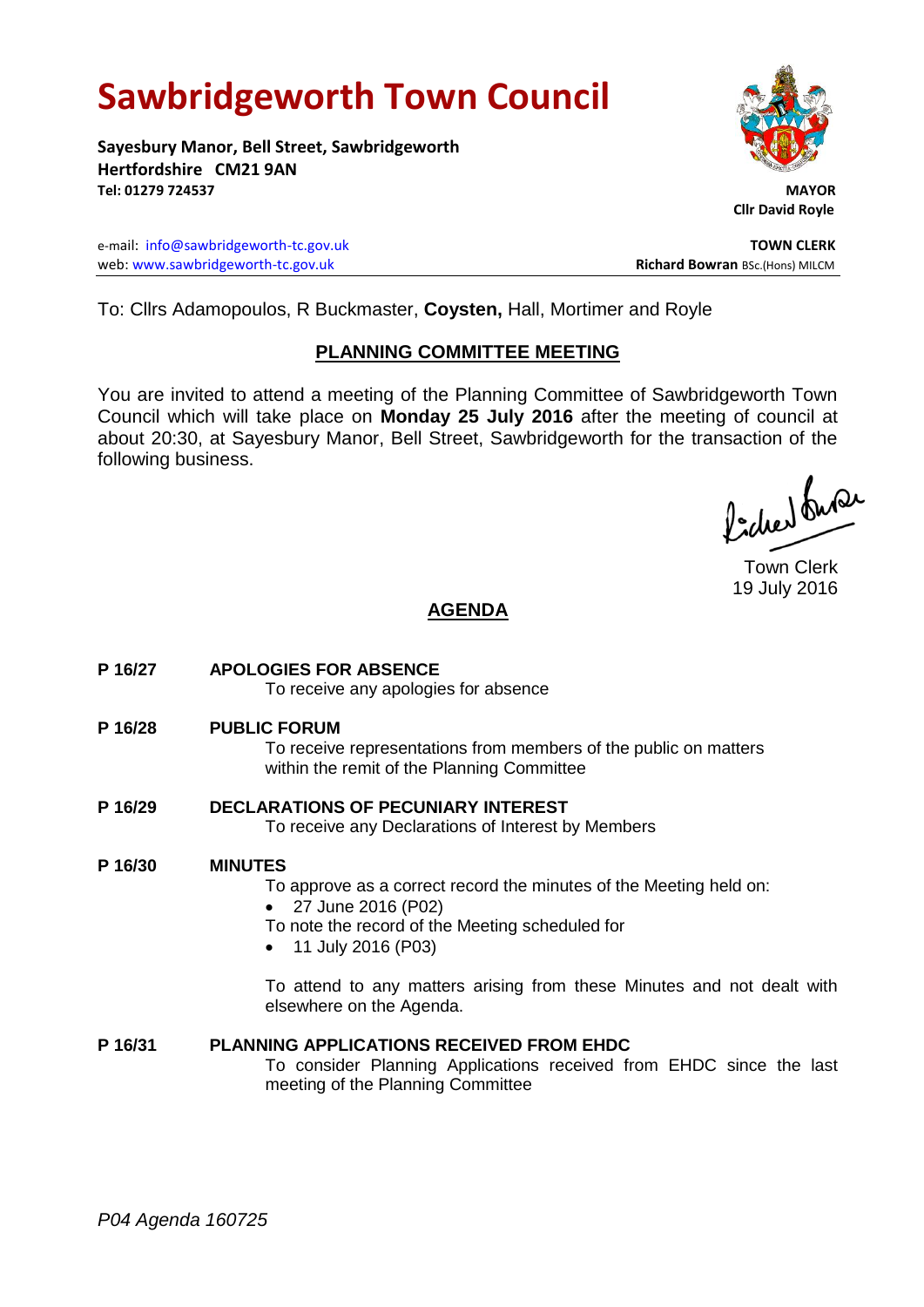# Sawbridgeworth Town Council

**Sayesbury Manor, Bell Street, Sawbridgeworth**
**Hertfordshire CM21 9AN**
**Tel: 01279 724537**

**MAYOR**
**Cllr David Royle**

e-mail: info@sawbridgeworth-tc.gov.uk
web: www.sawbridgeworth-tc.gov.uk

**TOWN CLERK**
**Richard Bowran** BSc.(Hons) MILCM

To: Cllrs Adamopoulos, R Buckmaster, **Coysten,** Hall, Mortimer and Royle

## PLANNING COMMITTEE MEETING

You are invited to attend a meeting of the Planning Committee of Sawbridgeworth Town Council which will take place on **Monday 25 July 2016** after the meeting of council at about 20:30, at Sayesbury Manor, Bell Street, Sawbridgeworth for the transaction of the following business.

Town Clerk
19 July 2016

## AGENDA

**P 16/27 APOLOGIES FOR ABSENCE**
To receive any apologies for absence

**P 16/28 PUBLIC FORUM**
To receive representations from members of the public on matters within the remit of the Planning Committee

**P 16/29 DECLARATIONS OF PECUNIARY INTEREST**
To receive any Declarations of Interest by Members

**P 16/30 MINUTES**
To approve as a correct record the minutes of the Meeting held on:

- 27 June 2016 (P02)

To note the record of the Meeting scheduled for

- 11 July 2016 (P03)

To attend to any matters arising from these Minutes and not dealt with elsewhere on the Agenda.

**P 16/31 PLANNING APPLICATIONS RECEIVED FROM EHDC**
To consider Planning Applications received from EHDC since the last meeting of the Planning Committee

*P04 Agenda 160725*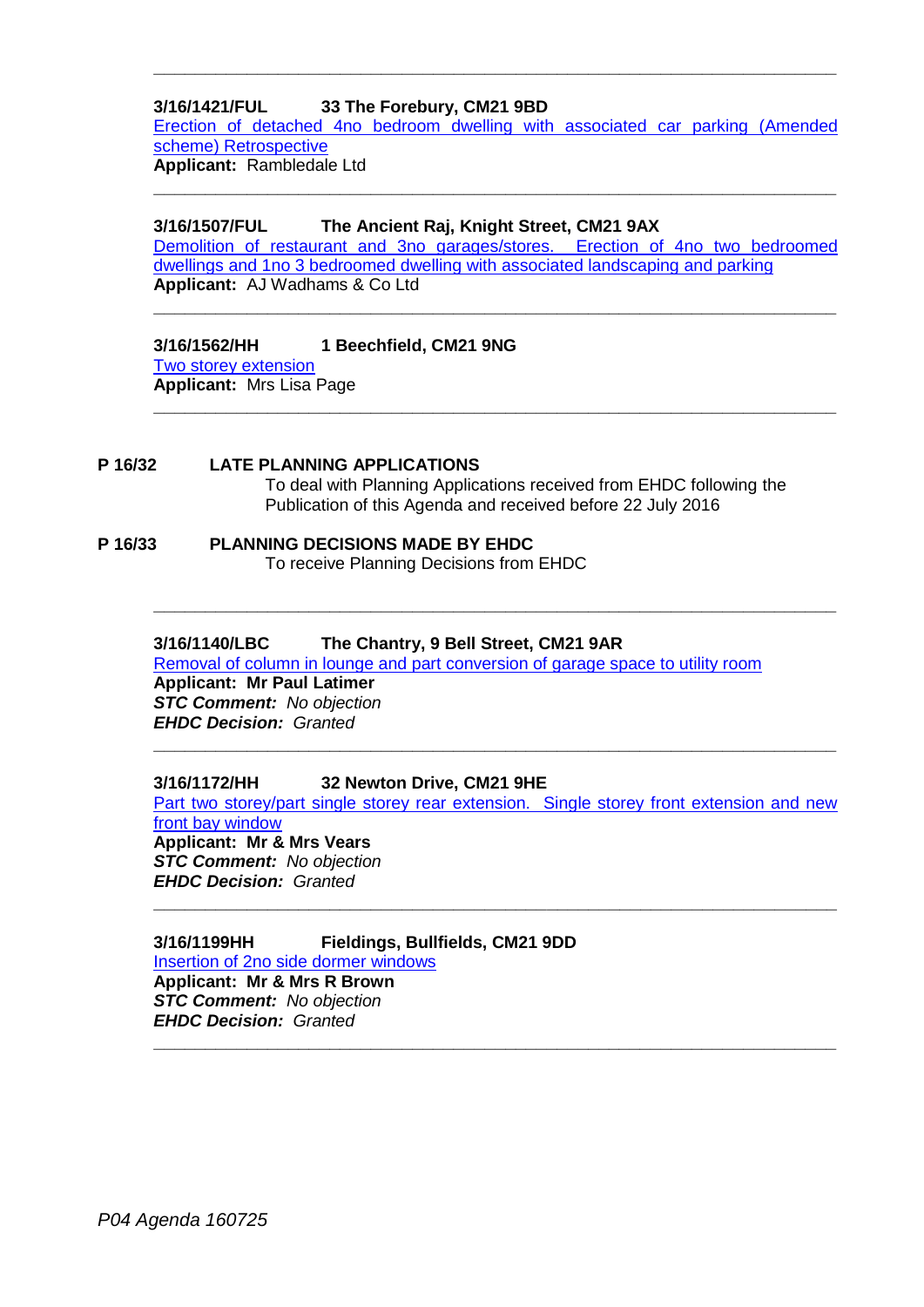---

**3/16/1421/FUL 33 The Forebury, CM21 9BD**
Erection of detached 4no bedroom dwelling with associated car parking (Amended scheme) Retrospective
**Applicant:** Rambledale Ltd

---

**3/16/1507/FUL The Ancient Raj, Knight Street, CM21 9AX**
Demolition of restaurant and 3no garages/stores. Erection of 4no two bedroomed dwellings and 1no 3 bedroomed dwelling with associated landscaping and parking
**Applicant:** AJ Wadhams & Co Ltd

---

**3/16/1562/HH 1 Beechfield, CM21 9NG**
Two storey extension
**Applicant:** Mrs Lisa Page

---

**P 16/32 LATE PLANNING APPLICATIONS**
To deal with Planning Applications received from EHDC following the Publication of this Agenda and received before 22 July 2016

**P 16/33 PLANNING DECISIONS MADE BY EHDC**
To receive Planning Decisions from EHDC

---

**3/16/1140/LBC The Chantry, 9 Bell Street, CM21 9AR**
Removal of column in lounge and part conversion of garage space to utility room
**Applicant: Mr Paul Latimer**
***STC Comment:*** *No objection*
***EHDC Decision:*** *Granted*

---

**3/16/1172/HH 32 Newton Drive, CM21 9HE**
Part two storey/part single storey rear extension. Single storey front extension and new front bay window
**Applicant: Mr & Mrs Vears**
***STC Comment:*** *No objection*
***EHDC Decision:*** *Granted*

---

**3/16/1199HH Fieldings, Bullfields, CM21 9DD**
Insertion of 2no side dormer windows
**Applicant: Mr & Mrs R Brown**
***STC Comment:*** *No objection*
***EHDC Decision:*** *Granted*

---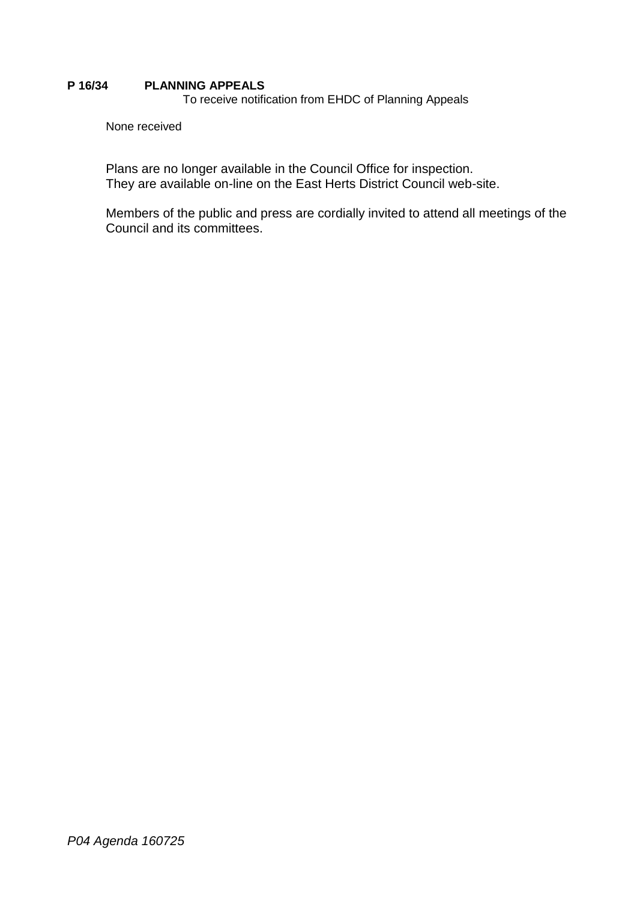**P 16/34 PLANNING APPEALS**

To receive notification from EHDC of Planning Appeals

None received

Plans are no longer available in the Council Office for inspection.
They are available on-line on the East Herts District Council web-site.

Members of the public and press are cordially invited to attend all meetings of the Council and its committees.